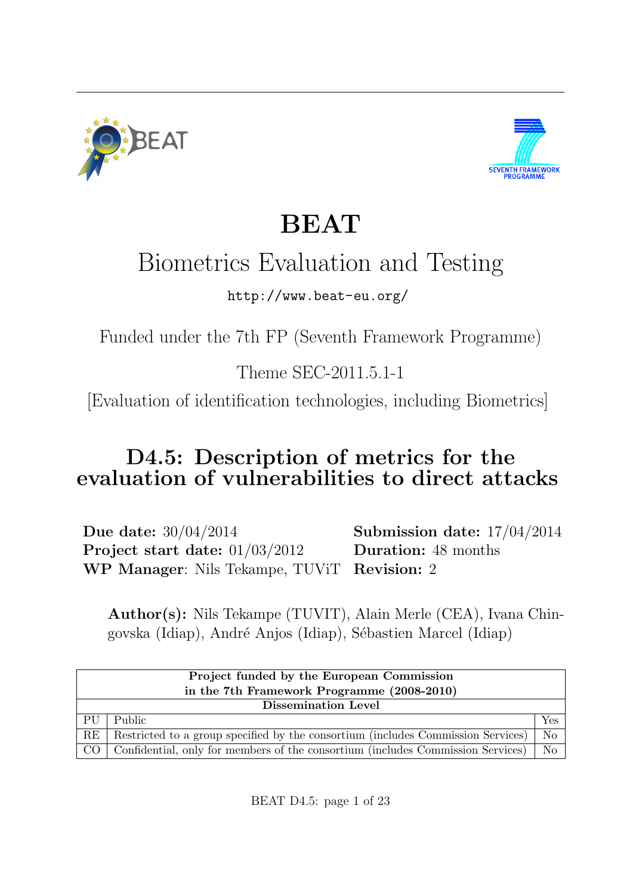# BEAT

## Biometrics Evaluation and Testing

http://www.beat-eu.org/

Funded under the 7th FP (Seventh Framework Programme)

Theme SEC-2011.5.1-1

[Evaluation of identification technologies, including Biometrics]

## D4.5: Description of metrics for the evaluation of vulnerabilities to direct attacks

**Due date:** 30/04/2014
**Submission date:** 17/04/2014
**Project start date:** 01/03/2012
**Duration:** 48 months
**WP Manager**: Nils Tekampe, TUViT
**Revision:** 2

**Author(s):** Nils Tekampe (TUVIT), Alain Merle (CEA), Ivana Chingovska (Idiap), André Anjos (Idiap), Sébastien Marcel (Idiap)

| **Project funded by the European Commission in the 7th Framework Programme (2008-2010)** | | |
|---|---|---|
| **Dissemination Level** | | |
| PU | Public | Yes |
| RE | Restricted to a group specified by the consortium (includes Commission Services) | No |
| CO | Confidential, only for members of the consortium (includes Commission Services) | No |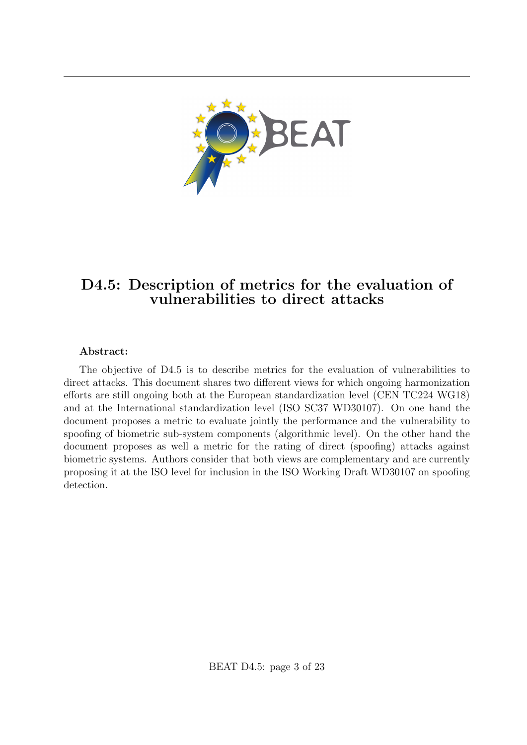# D4.5: Description of metrics for the evaluation of vulnerabilities to direct attacks

**Abstract:**

The objective of D4.5 is to describe metrics for the evaluation of vulnerabilities to direct attacks. This document shares two different views for which ongoing harmonization efforts are still ongoing both at the European standardization level (CEN TC224 WG18) and at the International standardization level (ISO SC37 WD30107). On one hand the document proposes a metric to evaluate jointly the performance and the vulnerability to spoofing of biometric sub-system components (algorithmic level). On the other hand the document proposes as well a metric for the rating of direct (spoofing) attacks against biometric systems. Authors consider that both views are complementary and are currently proposing it at the ISO level for inclusion in the ISO Working Draft WD30107 on spoofing detection.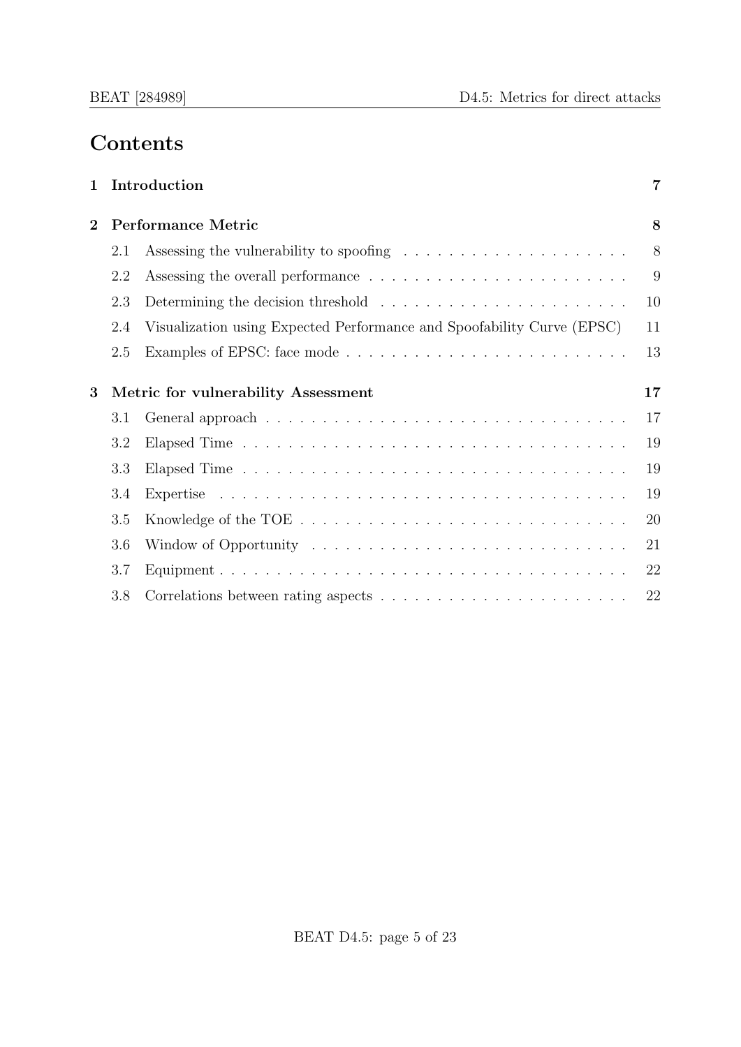# Contents

| | | |
|---|---|---|
| **1** | **Introduction** | **7** |
| **2** | **Performance Metric** | **8** |
| 2.1 | Assessing the vulnerability to spoofing | 8 |
| 2.2 | Assessing the overall performance | 9 |
| 2.3 | Determining the decision threshold | 10 |
| 2.4 | Visualization using Expected Performance and Spoofability Curve (EPSC) | 11 |
| 2.5 | Examples of EPSC: face mode | 13 |
| **3** | **Metric for vulnerability Assessment** | **17** |
| 3.1 | General approach | 17 |
| 3.2 | Elapsed Time | 19 |
| 3.3 | Elapsed Time | 19 |
| 3.4 | Expertise | 19 |
| 3.5 | Knowledge of the TOE | 20 |
| 3.6 | Window of Opportunity | 21 |
| 3.7 | Equipment | 22 |
| 3.8 | Correlations between rating aspects | 22 |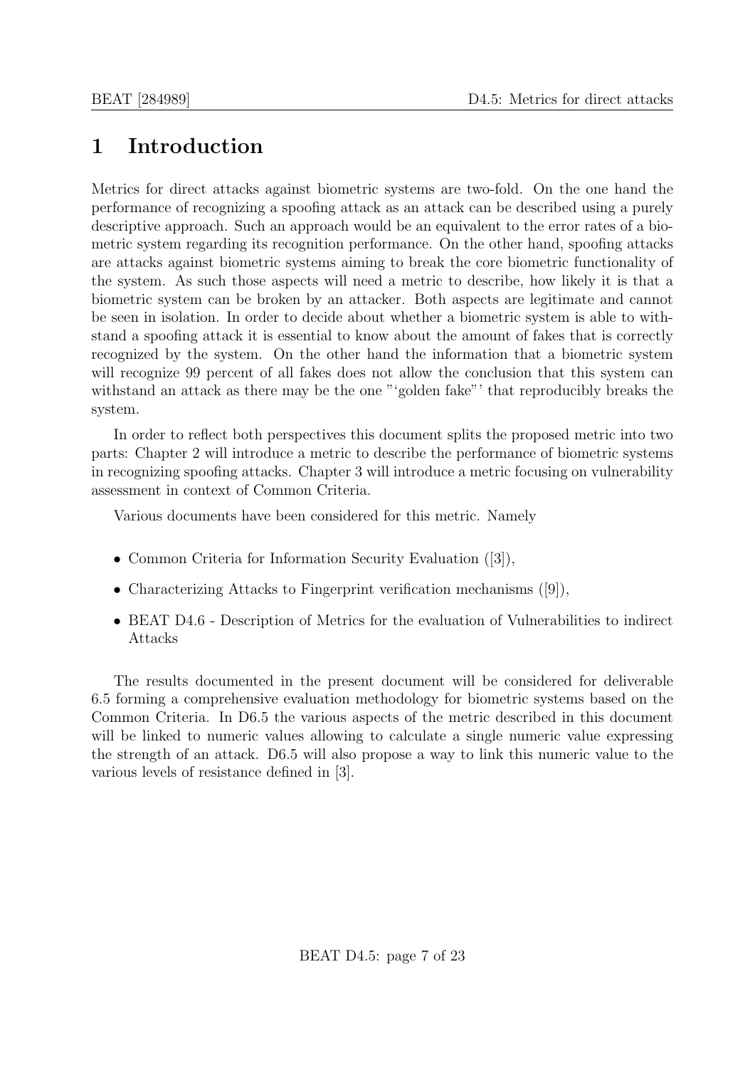# 1 Introduction

Metrics for direct attacks against biometric systems are two-fold. On the one hand the performance of recognizing a spoofing attack as an attack can be described using a purely descriptive approach. Such an approach would be an equivalent to the error rates of a biometric system regarding its recognition performance. On the other hand, spoofing attacks are attacks against biometric systems aiming to break the core biometric functionality of the system. As such those aspects will need a metric to describe, how likely it is that a biometric system can be broken by an attacker. Both aspects are legitimate and cannot be seen in isolation. In order to decide about whether a biometric system is able to withstand a spoofing attack it is essential to know about the amount of fakes that is correctly recognized by the system. On the other hand the information that a biometric system will recognize 99 percent of all fakes does not allow the conclusion that this system can withstand an attack as there may be the one "‘golden fake"’ that reproducibly breaks the system.

In order to reflect both perspectives this document splits the proposed metric into two parts: Chapter 2 will introduce a metric to describe the performance of biometric systems in recognizing spoofing attacks. Chapter 3 will introduce a metric focusing on vulnerability assessment in context of Common Criteria.

Various documents have been considered for this metric. Namely

- Common Criteria for Information Security Evaluation ([3]),
- Characterizing Attacks to Fingerprint verification mechanisms ([9]),
- BEAT D4.6 - Description of Metrics for the evaluation of Vulnerabilities to indirect Attacks

The results documented in the present document will be considered for deliverable 6.5 forming a comprehensive evaluation methodology for biometric systems based on the Common Criteria. In D6.5 the various aspects of the metric described in this document will be linked to numeric values allowing to calculate a single numeric value expressing the strength of an attack. D6.5 will also propose a way to link this numeric value to the various levels of resistance defined in [3].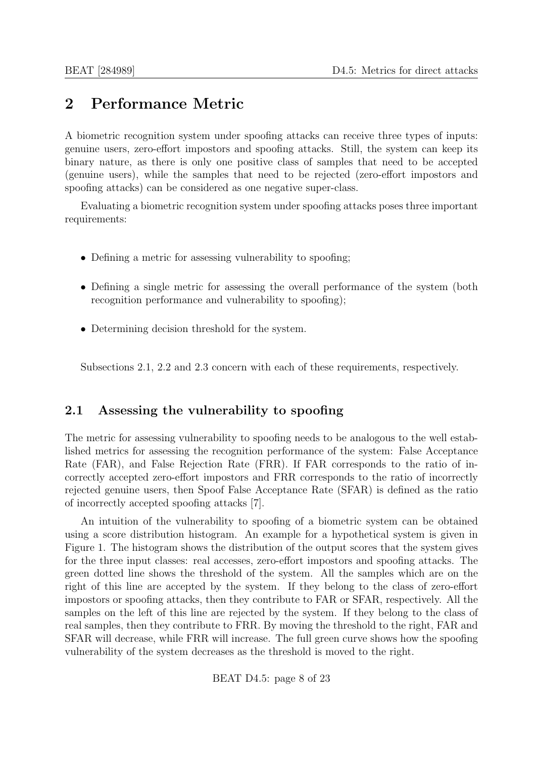# 2 Performance Metric

A biometric recognition system under spoofing attacks can receive three types of inputs: genuine users, zero-effort impostors and spoofing attacks. Still, the system can keep its binary nature, as there is only one positive class of samples that need to be accepted (genuine users), while the samples that need to be rejected (zero-effort impostors and spoofing attacks) can be considered as one negative super-class.

Evaluating a biometric recognition system under spoofing attacks poses three important requirements:

- Defining a metric for assessing vulnerability to spoofing;
- Defining a single metric for assessing the overall performance of the system (both recognition performance and vulnerability to spoofing);
- Determining decision threshold for the system.

Subsections 2.1, 2.2 and 2.3 concern with each of these requirements, respectively.

## 2.1 Assessing the vulnerability to spoofing

The metric for assessing vulnerability to spoofing needs to be analogous to the well established metrics for assessing the recognition performance of the system: False Acceptance Rate (FAR), and False Rejection Rate (FRR). If FAR corresponds to the ratio of incorrectly accepted zero-effort impostors and FRR corresponds to the ratio of incorrectly rejected genuine users, then Spoof False Acceptance Rate (SFAR) is defined as the ratio of incorrectly accepted spoofing attacks [7].

An intuition of the vulnerability to spoofing of a biometric system can be obtained using a score distribution histogram. An example for a hypothetical system is given in Figure 1. The histogram shows the distribution of the output scores that the system gives for the three input classes: real accesses, zero-effort impostors and spoofing attacks. The green dotted line shows the threshold of the system. All the samples which are on the right of this line are accepted by the system. If they belong to the class of zero-effort impostors or spoofing attacks, then they contribute to FAR or SFAR, respectively. All the samples on the left of this line are rejected by the system. If they belong to the class of real samples, then they contribute to FRR. By moving the threshold to the right, FAR and SFAR will decrease, while FRR will increase. The full green curve shows how the spoofing vulnerability of the system decreases as the threshold is moved to the right.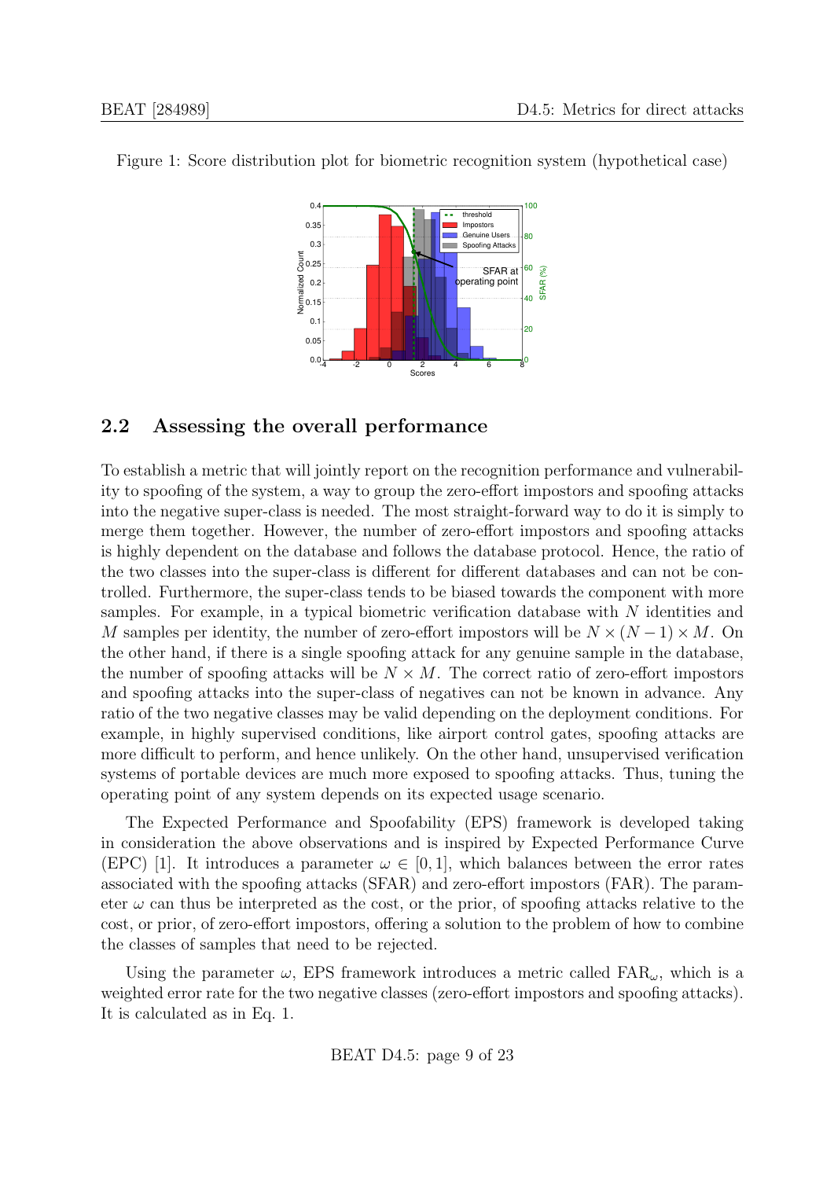Figure 1: Score distribution plot for biometric recognition system (hypothetical case)

## 2.2 Assessing the overall performance

To establish a metric that will jointly report on the recognition performance and vulnerability to spoofing of the system, a way to group the zero-effort impostors and spoofing attacks into the negative super-class is needed. The most straight-forward way to do it is simply to merge them together. However, the number of zero-effort impostors and spoofing attacks is highly dependent on the database and follows the database protocol. Hence, the ratio of the two classes into the super-class is different for different databases and can not be controlled. Furthermore, the super-class tends to be biased towards the component with more samples. For example, in a typical biometric verification database with $N$ identities and $M$ samples per identity, the number of zero-effort impostors will be $N \times (N-1) \times M$. On the other hand, if there is a single spoofing attack for any genuine sample in the database, the number of spoofing attacks will be $N \times M$. The correct ratio of zero-effort impostors and spoofing attacks into the super-class of negatives can not be known in advance. Any ratio of the two negative classes may be valid depending on the deployment conditions. For example, in highly supervised conditions, like airport control gates, spoofing attacks are more difficult to perform, and hence unlikely. On the other hand, unsupervised verification systems of portable devices are much more exposed to spoofing attacks. Thus, tuning the operating point of any system depends on its expected usage scenario.

The Expected Performance and Spoofability (EPS) framework is developed taking in consideration the above observations and is inspired by Expected Performance Curve (EPC) [1]. It introduces a parameter $\omega \in [0, 1]$, which balances between the error rates associated with the spoofing attacks (SFAR) and zero-effort impostors (FAR). The parameter $\omega$ can thus be interpreted as the cost, or the prior, of spoofing attacks relative to the cost, or prior, of zero-effort impostors, offering a solution to the problem of how to combine the classes of samples that need to be rejected.

Using the parameter $\omega$, EPS framework introduces a metric called $\text{FAR}_{\omega}$, which is a weighted error rate for the two negative classes (zero-effort impostors and spoofing attacks). It is calculated as in Eq. 1.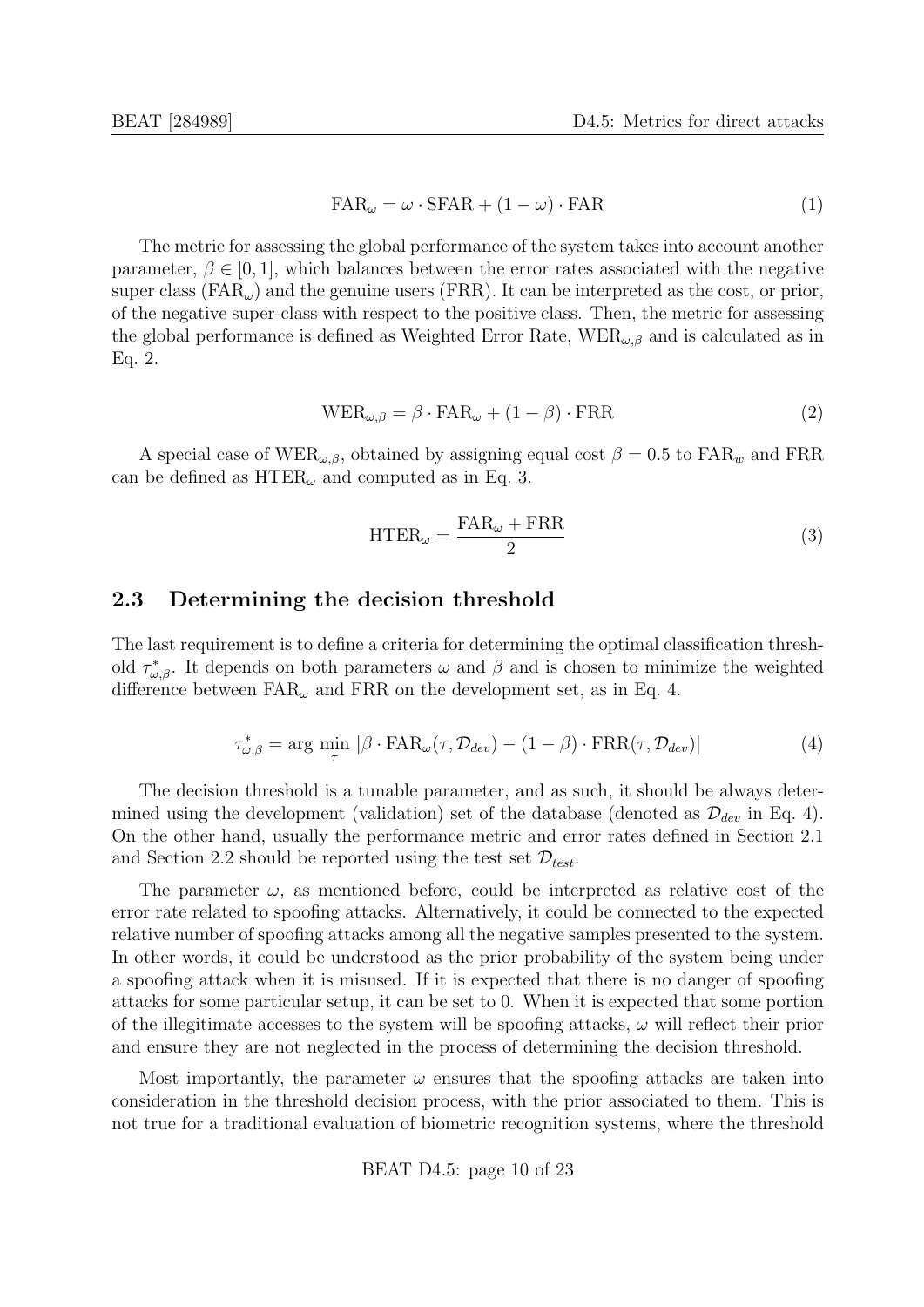$$\mathrm{FAR}_\omega = \omega \cdot \mathrm{SFAR} + (1 - \omega) \cdot \mathrm{FAR} \tag{1}$$

The metric for assessing the global performance of the system takes into account another parameter, $\beta \in [0, 1]$, which balances between the error rates associated with the negative super class ($\mathrm{FAR}_\omega$) and the genuine users (FRR). It can be interpreted as the cost, or prior, of the negative super-class with respect to the positive class. Then, the metric for assessing the global performance is defined as Weighted Error Rate, $\mathrm{WER}_{\omega,\beta}$ and is calculated as in Eq. 2.

$$\mathrm{WER}_{\omega,\beta} = \beta \cdot \mathrm{FAR}_\omega + (1 - \beta) \cdot \mathrm{FRR} \tag{2}$$

A special case of $\mathrm{WER}_{\omega,\beta}$, obtained by assigning equal cost $\beta = 0.5$ to $\mathrm{FAR}_w$ and FRR can be defined as $\mathrm{HTER}_\omega$ and computed as in Eq. 3.

$$\mathrm{HTER}_\omega = \frac{\mathrm{FAR}_\omega + \mathrm{FRR}}{2} \tag{3}$$

## 2.3 Determining the decision threshold

The last requirement is to define a criteria for determining the optimal classification threshold $\tau^*_{\omega,\beta}$. It depends on both parameters $\omega$ and $\beta$ and is chosen to minimize the weighted difference between $\mathrm{FAR}_\omega$ and FRR on the development set, as in Eq. 4.

$$\tau^*_{\omega,\beta} = \arg\min_{\tau} |\beta \cdot \mathrm{FAR}_\omega(\tau, \mathcal{D}_{dev}) - (1 - \beta) \cdot \mathrm{FRR}(\tau, \mathcal{D}_{dev})| \tag{4}$$

The decision threshold is a tunable parameter, and as such, it should be always determined using the development (validation) set of the database (denoted as $\mathcal{D}_{dev}$ in Eq. 4). On the other hand, usually the performance metric and error rates defined in Section 2.1 and Section 2.2 should be reported using the test set $\mathcal{D}_{test}$.

The parameter $\omega$, as mentioned before, could be interpreted as relative cost of the error rate related to spoofing attacks. Alternatively, it could be connected to the expected relative number of spoofing attacks among all the negative samples presented to the system. In other words, it could be understood as the prior probability of the system being under a spoofing attack when it is misused. If it is expected that there is no danger of spoofing attacks for some particular setup, it can be set to 0. When it is expected that some portion of the illegitimate accesses to the system will be spoofing attacks, $\omega$ will reflect their prior and ensure they are not neglected in the process of determining the decision threshold.

Most importantly, the parameter $\omega$ ensures that the spoofing attacks are taken into consideration in the threshold decision process, with the prior associated to them. This is not true for a traditional evaluation of biometric recognition systems, where the threshold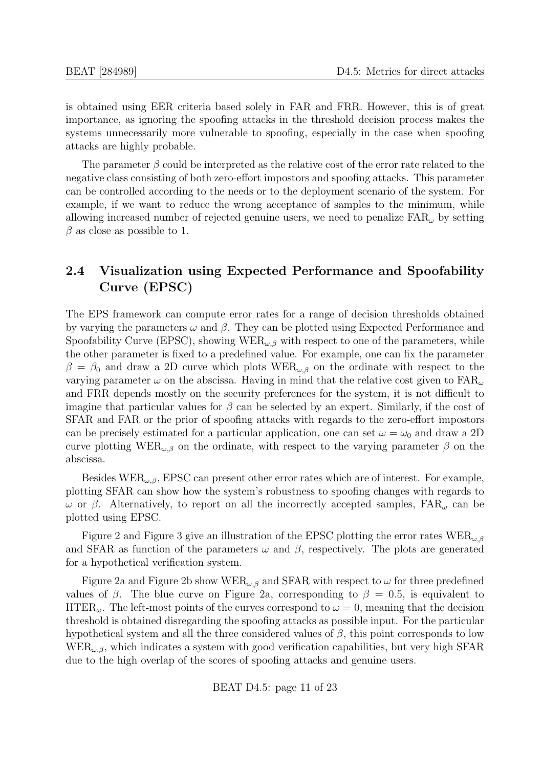is obtained using EER criteria based solely in FAR and FRR. However, this is of great importance, as ignoring the spoofing attacks in the threshold decision process makes the systems unnecessarily more vulnerable to spoofing, especially in the case when spoofing attacks are highly probable.

The parameter $\beta$ could be interpreted as the relative cost of the error rate related to the negative class consisting of both zero-effort impostors and spoofing attacks. This parameter can be controlled according to the needs or to the deployment scenario of the system. For example, if we want to reduce the wrong acceptance of samples to the minimum, while allowing increased number of rejected genuine users, we need to penalize $\text{FAR}_\omega$ by setting $\beta$ as close as possible to 1.

## 2.4 Visualization using Expected Performance and Spoofability Curve (EPSC)

The EPS framework can compute error rates for a range of decision thresholds obtained by varying the parameters $\omega$ and $\beta$. They can be plotted using Expected Performance and Spoofability Curve (EPSC), showing $\text{WER}_{\omega,\beta}$ with respect to one of the parameters, while the other parameter is fixed to a predefined value. For example, one can fix the parameter $\beta = \beta_0$ and draw a 2D curve which plots $\text{WER}_{\omega,\beta}$ on the ordinate with respect to the varying parameter $\omega$ on the abscissa. Having in mind that the relative cost given to $\text{FAR}_\omega$ and FRR depends mostly on the security preferences for the system, it is not difficult to imagine that particular values for $\beta$ can be selected by an expert. Similarly, if the cost of SFAR and FAR or the prior of spoofing attacks with regards to the zero-effort impostors can be precisely estimated for a particular application, one can set $\omega = \omega_0$ and draw a 2D curve plotting $\text{WER}_{\omega,\beta}$ on the ordinate, with respect to the varying parameter $\beta$ on the abscissa.

Besides $\text{WER}_{\omega,\beta}$, EPSC can present other error rates which are of interest. For example, plotting SFAR can show how the system's robustness to spoofing changes with regards to $\omega$ or $\beta$. Alternatively, to report on all the incorrectly accepted samples, $\text{FAR}_\omega$ can be plotted using EPSC.

Figure 2 and Figure 3 give an illustration of the EPSC plotting the error rates $\text{WER}_{\omega,\beta}$ and SFAR as function of the parameters $\omega$ and $\beta$, respectively. The plots are generated for a hypothetical verification system.

Figure 2a and Figure 2b show $\text{WER}_{\omega,\beta}$ and SFAR with respect to $\omega$ for three predefined values of $\beta$. The blue curve on Figure 2a, corresponding to $\beta = 0.5$, is equivalent to $\text{HTER}_\omega$. The left-most points of the curves correspond to $\omega = 0$, meaning that the decision threshold is obtained disregarding the spoofing attacks as possible input. For the particular hypothetical system and all the three considered values of $\beta$, this point corresponds to low $\text{WER}_{\omega,\beta}$, which indicates a system with good verification capabilities, but very high SFAR due to the high overlap of the scores of spoofing attacks and genuine users.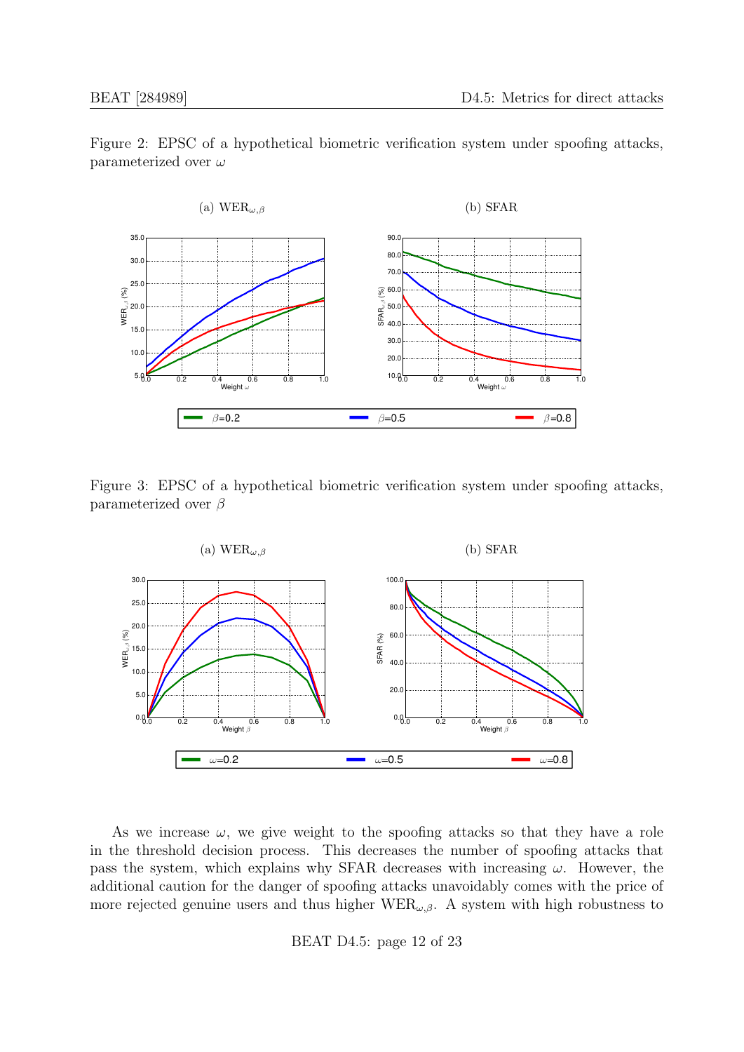Figure 2: EPSC of a hypothetical biometric verification system under spoofing attacks, parameterized over $\omega$

(a) $\text{WER}_{\omega,\beta}$

(b) SFAR

Figure 3: EPSC of a hypothetical biometric verification system under spoofing attacks, parameterized over $\beta$

(a) $\text{WER}_{\omega,\beta}$

(b) SFAR

As we increase $\omega$, we give weight to the spoofing attacks so that they have a role in the threshold decision process. This decreases the number of spoofing attacks that pass the system, which explains why SFAR decreases with increasing $\omega$. However, the additional caution for the danger of spoofing attacks unavoidably comes with the price of more rejected genuine users and thus higher $\text{WER}_{\omega,\beta}$. A system with high robustness to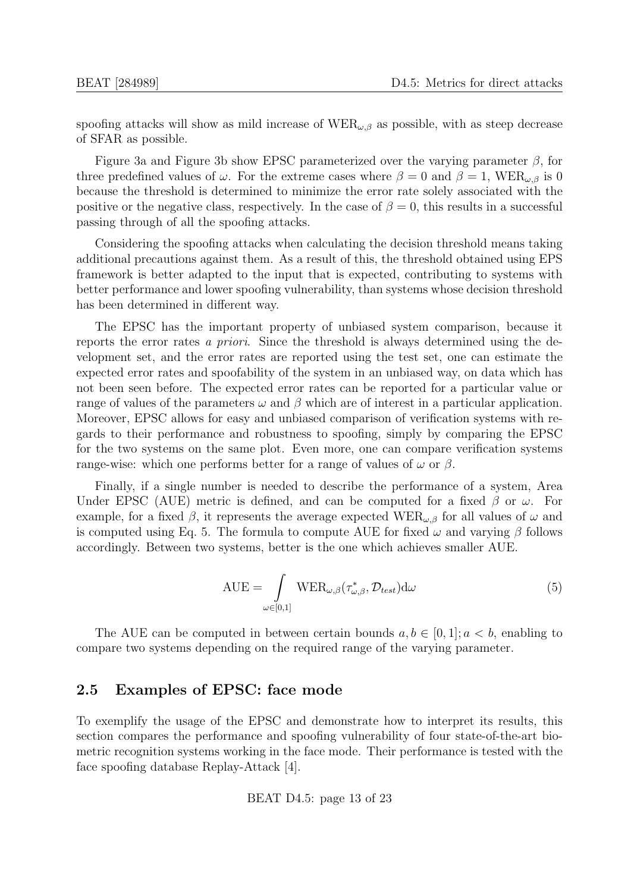spoofing attacks will show as mild increase of $\text{WER}_{\omega,\beta}$ as possible, with as steep decrease of SFAR as possible.

Figure 3a and Figure 3b show EPSC parameterized over the varying parameter $\beta$, for three predefined values of $\omega$. For the extreme cases where $\beta = 0$ and $\beta = 1$, $\text{WER}_{\omega,\beta}$ is 0 because the threshold is determined to minimize the error rate solely associated with the positive or the negative class, respectively. In the case of $\beta = 0$, this results in a successful passing through of all the spoofing attacks.

Considering the spoofing attacks when calculating the decision threshold means taking additional precautions against them. As a result of this, the threshold obtained using EPS framework is better adapted to the input that is expected, contributing to systems with better performance and lower spoofing vulnerability, than systems whose decision threshold has been determined in different way.

The EPSC has the important property of unbiased system comparison, because it reports the error rates *a priori*. Since the threshold is always determined using the development set, and the error rates are reported using the test set, one can estimate the expected error rates and spoofability of the system in an unbiased way, on data which has not been seen before. The expected error rates can be reported for a particular value or range of values of the parameters $\omega$ and $\beta$ which are of interest in a particular application. Moreover, EPSC allows for easy and unbiased comparison of verification systems with regards to their performance and robustness to spoofing, simply by comparing the EPSC for the two systems on the same plot. Even more, one can compare verification systems range-wise: which one performs better for a range of values of $\omega$ or $\beta$.

Finally, if a single number is needed to describe the performance of a system, Area Under EPSC (AUE) metric is defined, and can be computed for a fixed $\beta$ or $\omega$. For example, for a fixed $\beta$, it represents the average expected $\text{WER}_{\omega,\beta}$ for all values of $\omega$ and is computed using Eq. 5. The formula to compute AUE for fixed $\omega$ and varying $\beta$ follows accordingly. Between two systems, better is the one which achieves smaller AUE.

$$\text{AUE} = \int\limits_{\omega \in [0,1]} \text{WER}_{\omega,\beta}(\tau^*_{\omega,\beta}, \mathcal{D}_{test}) \text{d}\omega \tag{5}$$

The AUE can be computed in between certain bounds $a, b \in [0, 1]; a < b$, enabling to compare two systems depending on the required range of the varying parameter.

## 2.5 Examples of EPSC: face mode

To exemplify the usage of the EPSC and demonstrate how to interpret its results, this section compares the performance and spoofing vulnerability of four state-of-the-art biometric recognition systems working in the face mode. Their performance is tested with the face spoofing database Replay-Attack [4].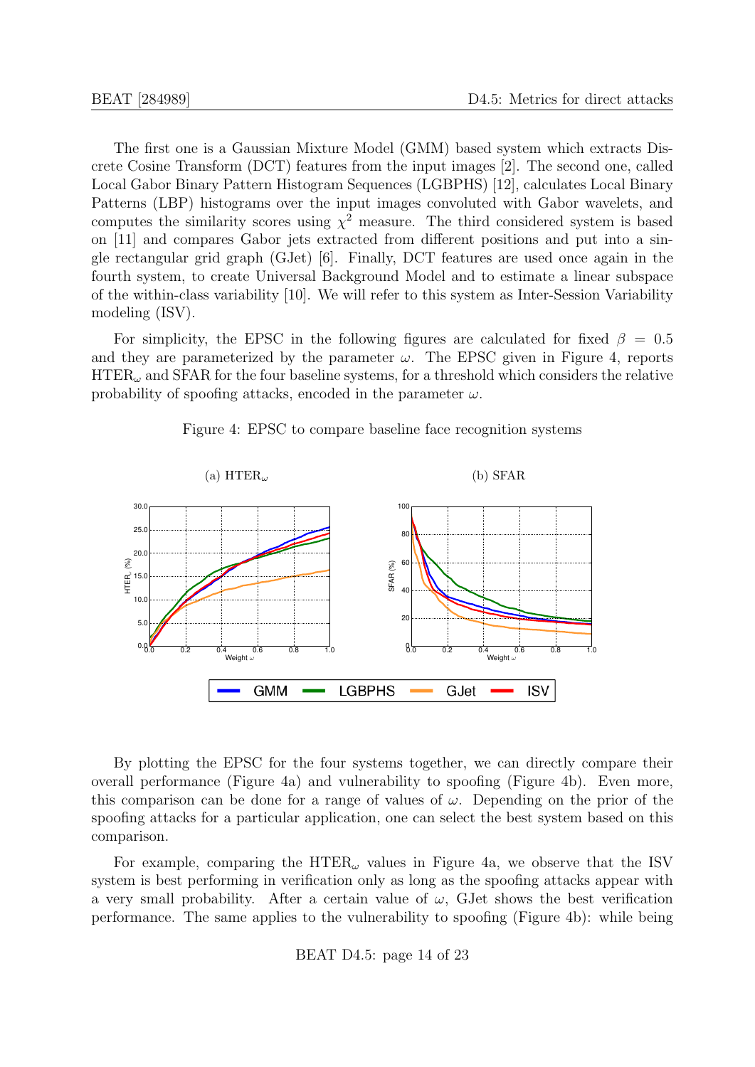The first one is a Gaussian Mixture Model (GMM) based system which extracts Discrete Cosine Transform (DCT) features from the input images [2]. The second one, called Local Gabor Binary Pattern Histogram Sequences (LGBPHS) [12], calculates Local Binary Patterns (LBP) histograms over the input images convoluted with Gabor wavelets, and computes the similarity scores using $\chi^2$ measure. The third considered system is based on [11] and compares Gabor jets extracted from different positions and put into a single rectangular grid graph (GJet) [6]. Finally, DCT features are used once again in the fourth system, to create Universal Background Model and to estimate a linear subspace of the within-class variability [10]. We will refer to this system as Inter-Session Variability modeling (ISV).

For simplicity, the EPSC in the following figures are calculated for fixed $\beta = 0.5$ and they are parameterized by the parameter $\omega$. The EPSC given in Figure 4, reports $\text{HTER}_\omega$ and SFAR for the four baseline systems, for a threshold which considers the relative probability of spoofing attacks, encoded in the parameter $\omega$.

Figure 4: EPSC to compare baseline face recognition systems

(a) $\text{HTER}_\omega$ (b) SFAR

By plotting the EPSC for the four systems together, we can directly compare their overall performance (Figure 4a) and vulnerability to spoofing (Figure 4b). Even more, this comparison can be done for a range of values of $\omega$. Depending on the prior of the spoofing attacks for a particular application, one can select the best system based on this comparison.

For example, comparing the $\text{HTER}_\omega$ values in Figure 4a, we observe that the ISV system is best performing in verification only as long as the spoofing attacks appear with a very small probability. After a certain value of $\omega$, GJet shows the best verification performance. The same applies to the vulnerability to spoofing (Figure 4b): while being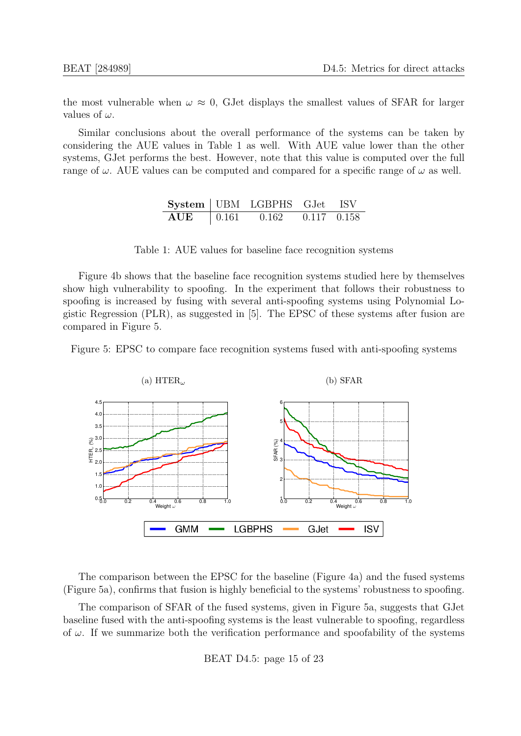the most vulnerable when $\omega \approx 0$, GJet displays the smallest values of SFAR for larger values of $\omega$.

Similar conclusions about the overall performance of the systems can be taken by considering the AUE values in Table 1 as well. With AUE value lower than the other systems, GJet performs the best. However, note that this value is computed over the full range of $\omega$. AUE values can be computed and compared for a specific range of $\omega$ as well.

| **System** | UBM | LGBPHS | GJet | ISV |
|---|---|---|---|---|
| **AUE** | 0.161 | 0.162 | 0.117 | 0.158 |

Table 1: AUE values for baseline face recognition systems

Figure 4b shows that the baseline face recognition systems studied here by themselves show high vulnerability to spoofing. In the experiment that follows their robustness to spoofing is increased by fusing with several anti-spoofing systems using Polynomial Logistic Regression (PLR), as suggested in [5]. The EPSC of these systems after fusion are compared in Figure 5.

Figure 5: EPSC to compare face recognition systems fused with anti-spoofing systems

(a) $\text{HTER}_\omega$

(b) SFAR

The comparison between the EPSC for the baseline (Figure 4a) and the fused systems (Figure 5a), confirms that fusion is highly beneficial to the systems' robustness to spoofing.

The comparison of SFAR of the fused systems, given in Figure 5a, suggests that GJet baseline fused with the anti-spoofing systems is the least vulnerable to spoofing, regardless of $\omega$. If we summarize both the verification performance and spoofability of the systems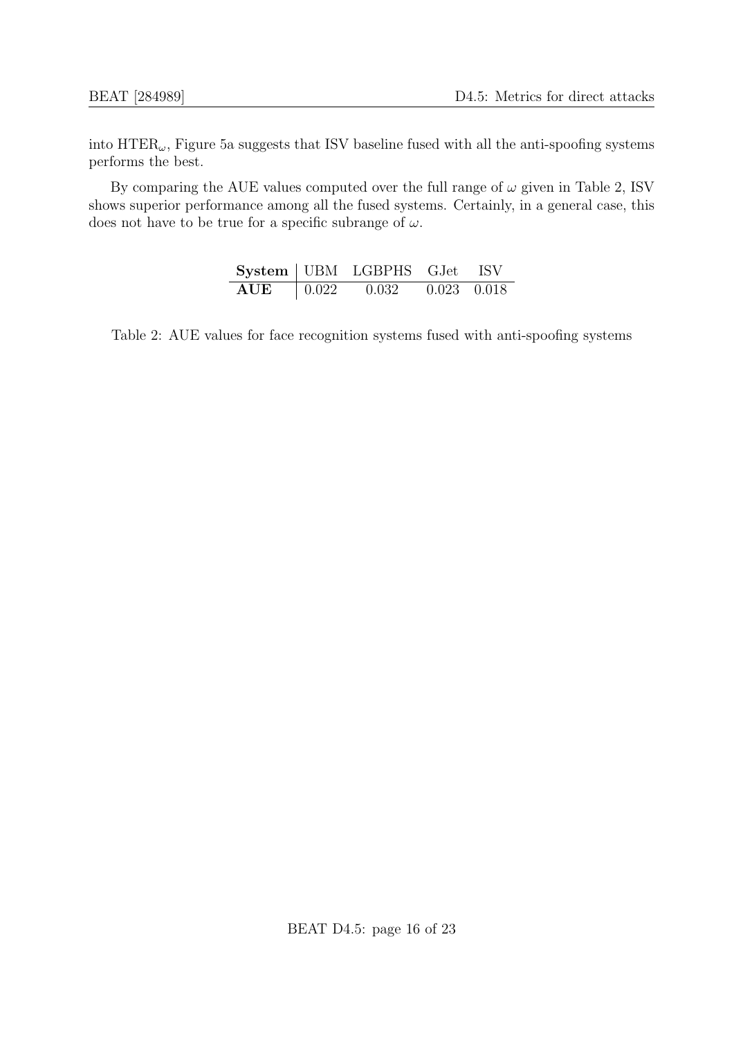into $\text{HTER}_\omega$, Figure 5a suggests that ISV baseline fused with all the anti-spoofing systems performs the best.

By comparing the AUE values computed over the full range of $\omega$ given in Table 2, ISV shows superior performance among all the fused systems. Certainly, in a general case, this does not have to be true for a specific subrange of $\omega$.

| **System** | UBM | LGBPHS | GJet | ISV |
|---|---|---|---|---|
| **AUE** | 0.022 | 0.032 | 0.023 | 0.018 |

Table 2: AUE values for face recognition systems fused with anti-spoofing systems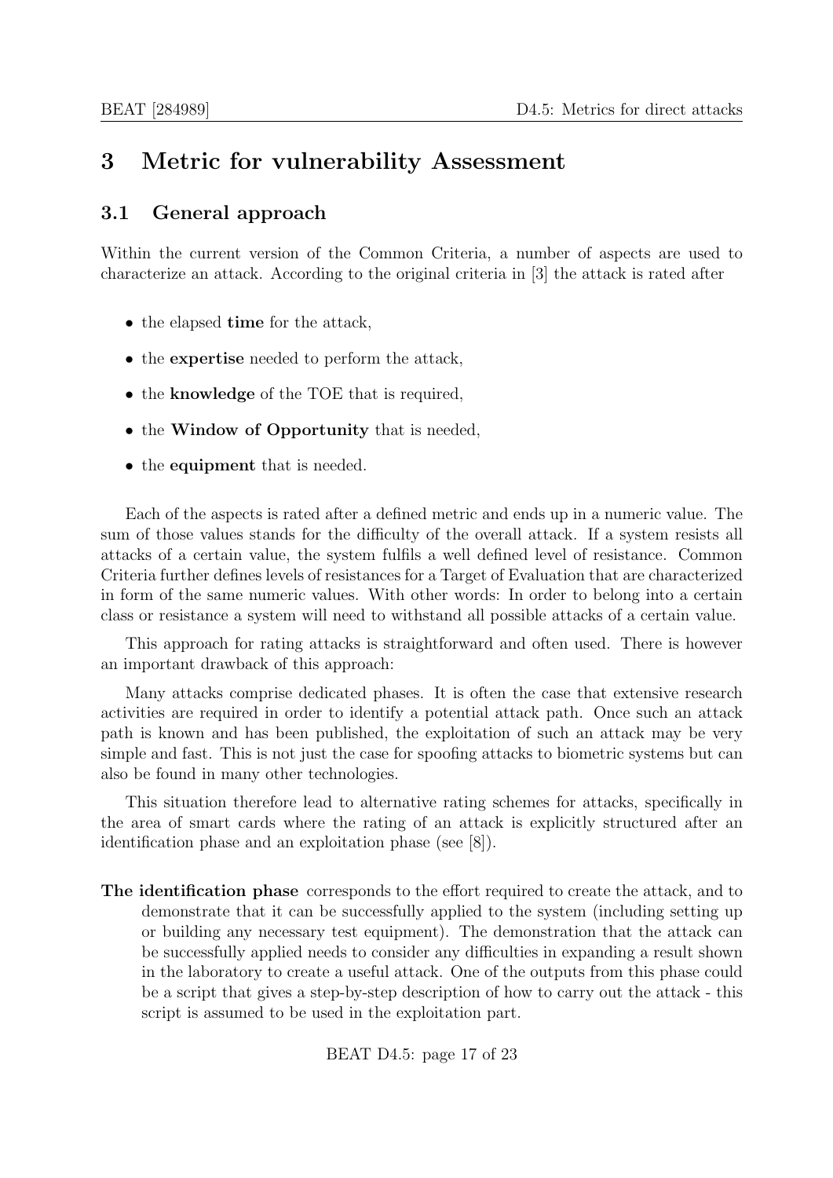# 3 Metric for vulnerability Assessment

## 3.1 General approach

Within the current version of the Common Criteria, a number of aspects are used to characterize an attack. According to the original criteria in [3] the attack is rated after

- the elapsed **time** for the attack,
- the **expertise** needed to perform the attack,
- the **knowledge** of the TOE that is required,
- the **Window of Opportunity** that is needed,
- the **equipment** that is needed.

Each of the aspects is rated after a defined metric and ends up in a numeric value. The sum of those values stands for the difficulty of the overall attack. If a system resists all attacks of a certain value, the system fulfils a well defined level of resistance. Common Criteria further defines levels of resistances for a Target of Evaluation that are characterized in form of the same numeric values. With other words: In order to belong into a certain class or resistance a system will need to withstand all possible attacks of a certain value.

This approach for rating attacks is straightforward and often used. There is however an important drawback of this approach:

Many attacks comprise dedicated phases. It is often the case that extensive research activities are required in order to identify a potential attack path. Once such an attack path is known and has been published, the exploitation of such an attack may be very simple and fast. This is not just the case for spoofing attacks to biometric systems but can also be found in many other technologies.

This situation therefore lead to alternative rating schemes for attacks, specifically in the area of smart cards where the rating of an attack is explicitly structured after an identification phase and an exploitation phase (see [8]).

**The identification phase** corresponds to the effort required to create the attack, and to demonstrate that it can be successfully applied to the system (including setting up or building any necessary test equipment). The demonstration that the attack can be successfully applied needs to consider any difficulties in expanding a result shown in the laboratory to create a useful attack. One of the outputs from this phase could be a script that gives a step-by-step description of how to carry out the attack - this script is assumed to be used in the exploitation part.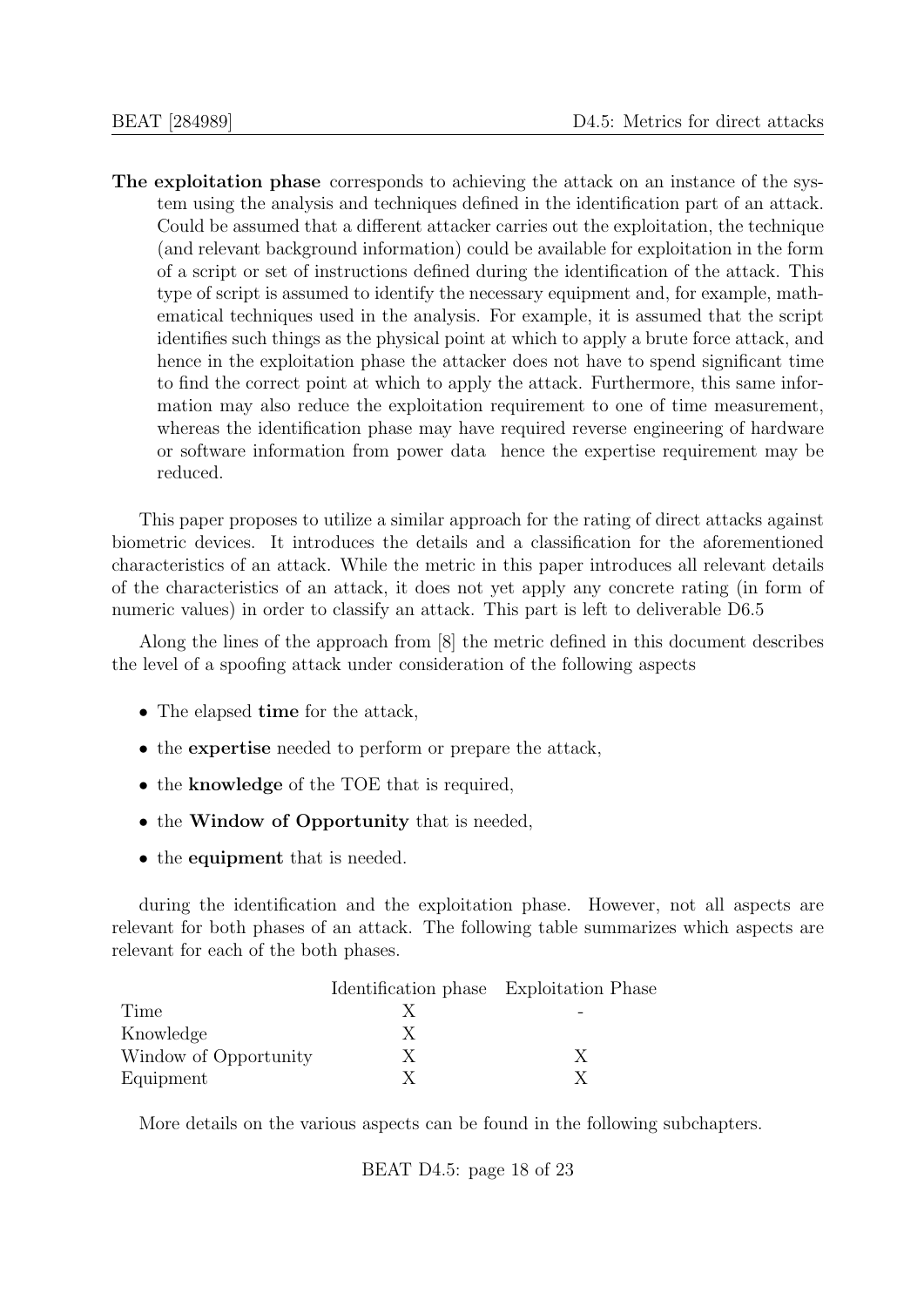**The exploitation phase** corresponds to achieving the attack on an instance of the system using the analysis and techniques defined in the identification part of an attack. Could be assumed that a different attacker carries out the exploitation, the technique (and relevant background information) could be available for exploitation in the form of a script or set of instructions defined during the identification of the attack. This type of script is assumed to identify the necessary equipment and, for example, mathematical techniques used in the analysis. For example, it is assumed that the script identifies such things as the physical point at which to apply a brute force attack, and hence in the exploitation phase the attacker does not have to spend significant time to find the correct point at which to apply the attack. Furthermore, this same information may also reduce the exploitation requirement to one of time measurement, whereas the identification phase may have required reverse engineering of hardware or software information from power data hence the expertise requirement may be reduced.

This paper proposes to utilize a similar approach for the rating of direct attacks against biometric devices. It introduces the details and a classification for the aforementioned characteristics of an attack. While the metric in this paper introduces all relevant details of the characteristics of an attack, it does not yet apply any concrete rating (in form of numeric values) in order to classify an attack. This part is left to deliverable D6.5

Along the lines of the approach from [8] the metric defined in this document describes the level of a spoofing attack under consideration of the following aspects

- The elapsed **time** for the attack,
- the **expertise** needed to perform or prepare the attack,
- the **knowledge** of the TOE that is required,
- the **Window of Opportunity** that is needed,
- the **equipment** that is needed.

during the identification and the exploitation phase. However, not all aspects are relevant for both phases of an attack. The following table summarizes which aspects are relevant for each of the both phases.

| | Identification phase | Exploitation Phase |
|---|---|---|
| Time | X | - |
| Knowledge | X | |
| Window of Opportunity | X | X |
| Equipment | X | X |

More details on the various aspects can be found in the following subchapters.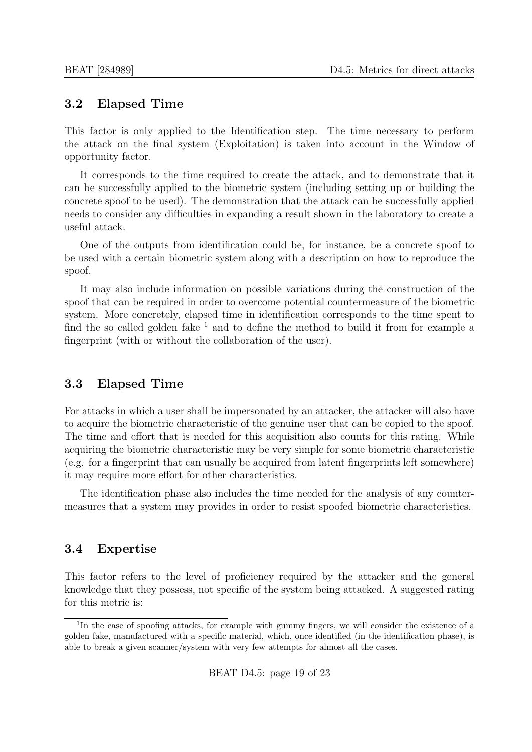## 3.2 Elapsed Time

This factor is only applied to the Identification step. The time necessary to perform the attack on the final system (Exploitation) is taken into account in the Window of opportunity factor.

It corresponds to the time required to create the attack, and to demonstrate that it can be successfully applied to the biometric system (including setting up or building the concrete spoof to be used). The demonstration that the attack can be successfully applied needs to consider any difficulties in expanding a result shown in the laboratory to create a useful attack.

One of the outputs from identification could be, for instance, be a concrete spoof to be used with a certain biometric system along with a description on how to reproduce the spoof.

It may also include information on possible variations during the construction of the spoof that can be required in order to overcome potential countermeasure of the biometric system. More concretely, elapsed time in identification corresponds to the time spent to find the so called golden fake [1] and to define the method to build it from for example a fingerprint (with or without the collaboration of the user).

## 3.3 Elapsed Time

For attacks in which a user shall be impersonated by an attacker, the attacker will also have to acquire the biometric characteristic of the genuine user that can be copied to the spoof. The time and effort that is needed for this acquisition also counts for this rating. While acquiring the biometric characteristic may be very simple for some biometric characteristic (e.g. for a fingerprint that can usually be acquired from latent fingerprints left somewhere) it may require more effort for other characteristics.

The identification phase also includes the time needed for the analysis of any countermeasures that a system may provides in order to resist spoofed biometric characteristics.

## 3.4 Expertise

This factor refers to the level of proficiency required by the attacker and the general knowledge that they possess, not specific of the system being attacked. A suggested rating for this metric is:

[1] In the case of spoofing attacks, for example with gummy fingers, we will consider the existence of a golden fake, manufactured with a specific material, which, once identified (in the identification phase), is able to break a given scanner/system with very few attempts for almost all the cases.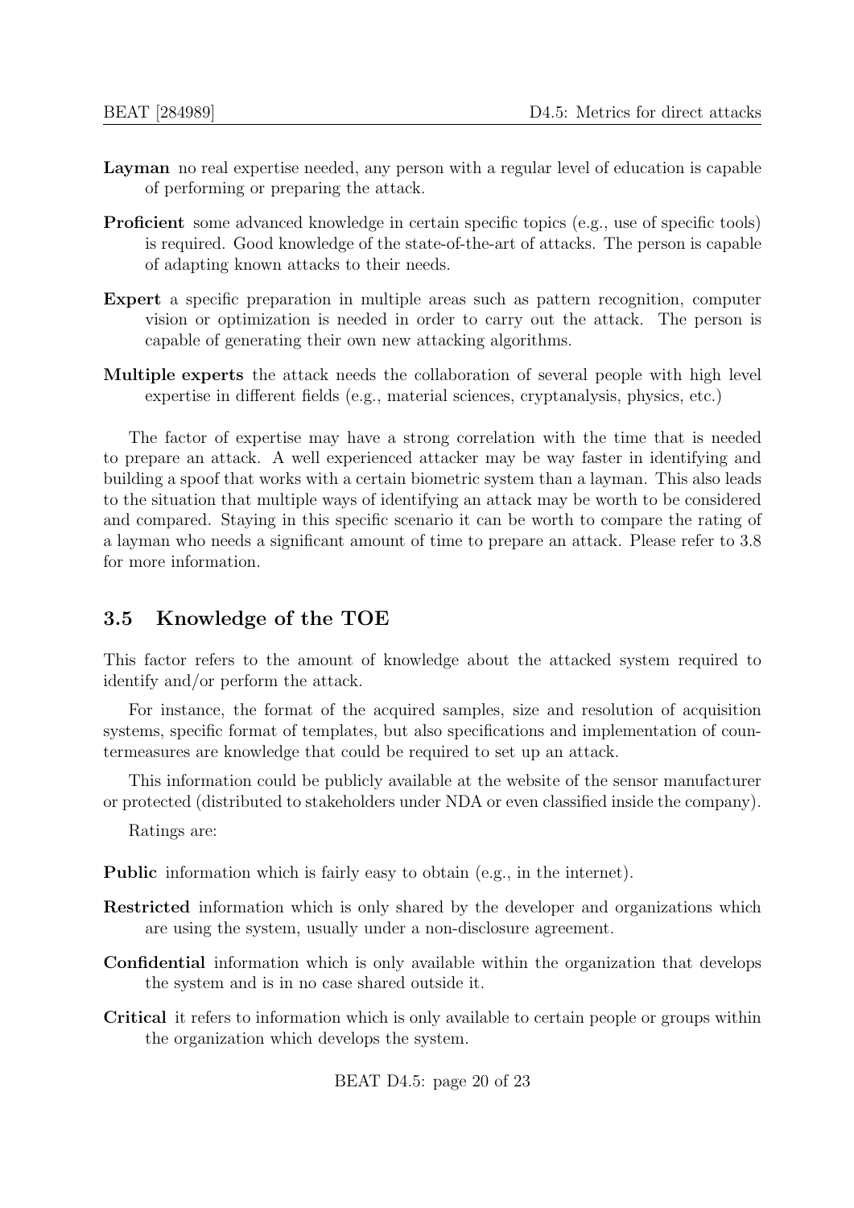**Layman** no real expertise needed, any person with a regular level of education is capable of performing or preparing the attack.

**Proficient** some advanced knowledge in certain specific topics (e.g., use of specific tools) is required. Good knowledge of the state-of-the-art of attacks. The person is capable of adapting known attacks to their needs.

**Expert** a specific preparation in multiple areas such as pattern recognition, computer vision or optimization is needed in order to carry out the attack. The person is capable of generating their own new attacking algorithms.

**Multiple experts** the attack needs the collaboration of several people with high level expertise in different fields (e.g., material sciences, cryptanalysis, physics, etc.)

The factor of expertise may have a strong correlation with the time that is needed to prepare an attack. A well experienced attacker may be way faster in identifying and building a spoof that works with a certain biometric system than a layman. This also leads to the situation that multiple ways of identifying an attack may be worth to be considered and compared. Staying in this specific scenario it can be worth to compare the rating of a layman who needs a significant amount of time to prepare an attack. Please refer to 3.8 for more information.

## 3.5 Knowledge of the TOE

This factor refers to the amount of knowledge about the attacked system required to identify and/or perform the attack.

For instance, the format of the acquired samples, size and resolution of acquisition systems, specific format of templates, but also specifications and implementation of countermeasures are knowledge that could be required to set up an attack.

This information could be publicly available at the website of the sensor manufacturer or protected (distributed to stakeholders under NDA or even classified inside the company).

Ratings are:

**Public** information which is fairly easy to obtain (e.g., in the internet).

**Restricted** information which is only shared by the developer and organizations which are using the system, usually under a non-disclosure agreement.

**Confidential** information which is only available within the organization that develops the system and is in no case shared outside it.

**Critical** it refers to information which is only available to certain people or groups within the organization which develops the system.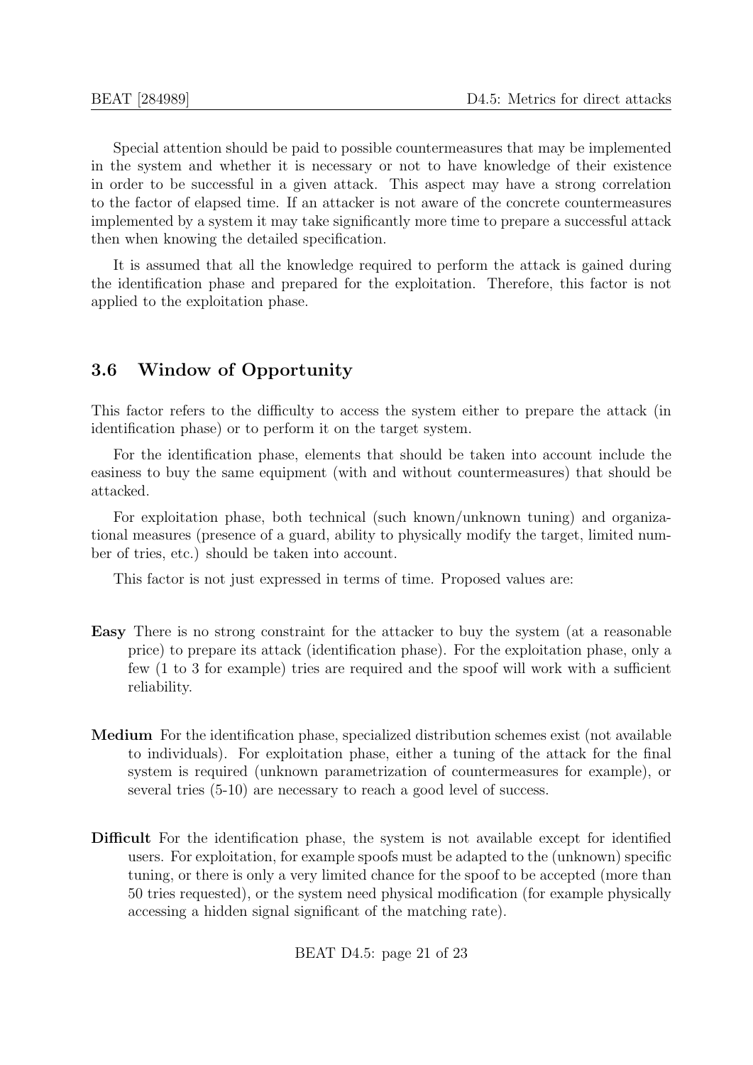Special attention should be paid to possible countermeasures that may be implemented in the system and whether it is necessary or not to have knowledge of their existence in order to be successful in a given attack. This aspect may have a strong correlation to the factor of elapsed time. If an attacker is not aware of the concrete countermeasures implemented by a system it may take significantly more time to prepare a successful attack then when knowing the detailed specification.

It is assumed that all the knowledge required to perform the attack is gained during the identification phase and prepared for the exploitation. Therefore, this factor is not applied to the exploitation phase.

## 3.6 Window of Opportunity

This factor refers to the difficulty to access the system either to prepare the attack (in identification phase) or to perform it on the target system.

For the identification phase, elements that should be taken into account include the easiness to buy the same equipment (with and without countermeasures) that should be attacked.

For exploitation phase, both technical (such known/unknown tuning) and organizational measures (presence of a guard, ability to physically modify the target, limited number of tries, etc.) should be taken into account.

This factor is not just expressed in terms of time. Proposed values are:

**Easy** There is no strong constraint for the attacker to buy the system (at a reasonable price) to prepare its attack (identification phase). For the exploitation phase, only a few (1 to 3 for example) tries are required and the spoof will work with a sufficient reliability.

**Medium** For the identification phase, specialized distribution schemes exist (not available to individuals). For exploitation phase, either a tuning of the attack for the final system is required (unknown parametrization of countermeasures for example), or several tries (5-10) are necessary to reach a good level of success.

**Difficult** For the identification phase, the system is not available except for identified users. For exploitation, for example spoofs must be adapted to the (unknown) specific tuning, or there is only a very limited chance for the spoof to be accepted (more than 50 tries requested), or the system need physical modification (for example physically accessing a hidden signal significant of the matching rate).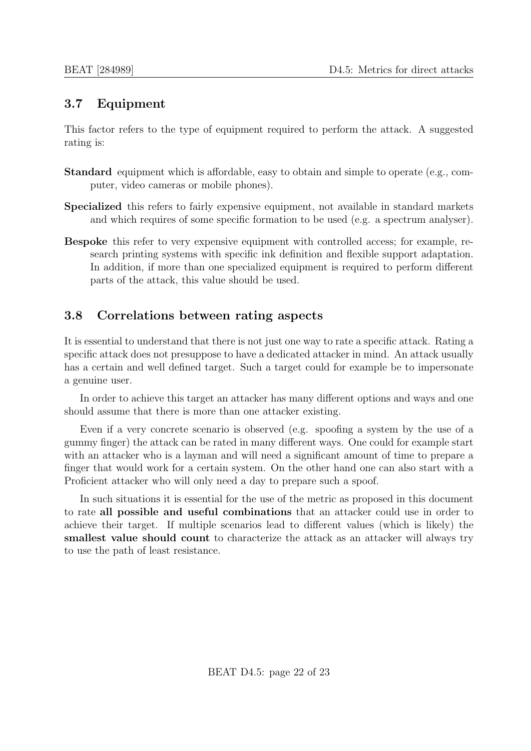## 3.7 Equipment

This factor refers to the type of equipment required to perform the attack. A suggested rating is:

**Standard** equipment which is affordable, easy to obtain and simple to operate (e.g., computer, video cameras or mobile phones).

**Specialized** this refers to fairly expensive equipment, not available in standard markets and which requires of some specific formation to be used (e.g. a spectrum analyser).

**Bespoke** this refer to very expensive equipment with controlled access; for example, research printing systems with specific ink definition and flexible support adaptation. In addition, if more than one specialized equipment is required to perform different parts of the attack, this value should be used.

## 3.8 Correlations between rating aspects

It is essential to understand that there is not just one way to rate a specific attack. Rating a specific attack does not presuppose to have a dedicated attacker in mind. An attack usually has a certain and well defined target. Such a target could for example be to impersonate a genuine user.

In order to achieve this target an attacker has many different options and ways and one should assume that there is more than one attacker existing.

Even if a very concrete scenario is observed (e.g. spoofing a system by the use of a gummy finger) the attack can be rated in many different ways. One could for example start with an attacker who is a layman and will need a significant amount of time to prepare a finger that would work for a certain system. On the other hand one can also start with a Proficient attacker who will only need a day to prepare such a spoof.

In such situations it is essential for the use of the metric as proposed in this document to rate **all possible and useful combinations** that an attacker could use in order to achieve their target. If multiple scenarios lead to different values (which is likely) the **smallest value should count** to characterize the attack as an attacker will always try to use the path of least resistance.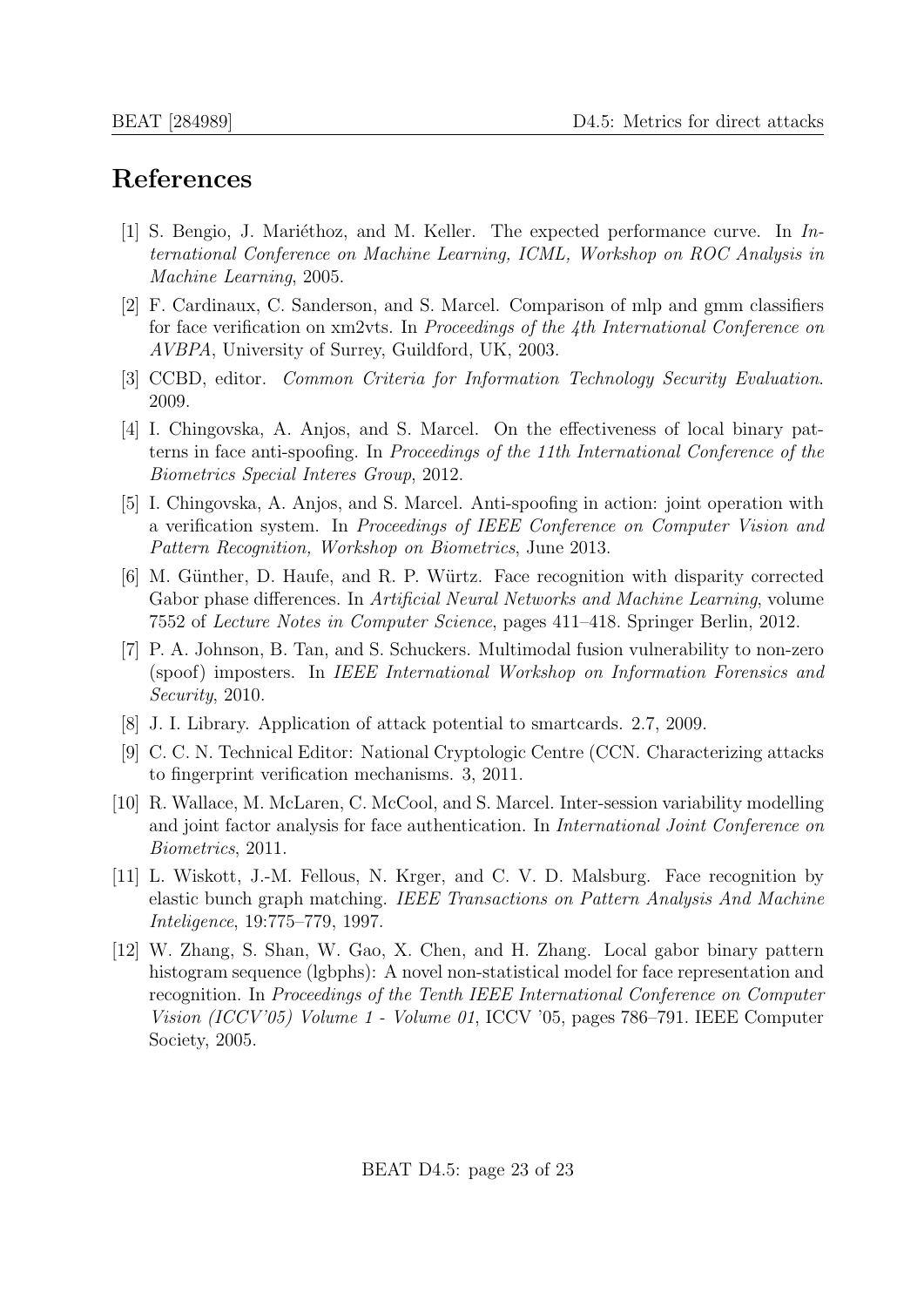# References

[1] S. Bengio, J. Mariéthoz, and M. Keller. The expected performance curve. In *International Conference on Machine Learning, ICML, Workshop on ROC Analysis in Machine Learning*, 2005.

[2] F. Cardinaux, C. Sanderson, and S. Marcel. Comparison of mlp and gmm classifiers for face verification on xm2vts. In *Proceedings of the 4th International Conference on AVBPA*, University of Surrey, Guildford, UK, 2003.

[3] CCBD, editor. *Common Criteria for Information Technology Security Evaluation*. 2009.

[4] I. Chingovska, A. Anjos, and S. Marcel. On the effectiveness of local binary patterns in face anti-spoofing. In *Proceedings of the 11th International Conference of the Biometrics Special Interes Group*, 2012.

[5] I. Chingovska, A. Anjos, and S. Marcel. Anti-spoofing in action: joint operation with a verification system. In *Proceedings of IEEE Conference on Computer Vision and Pattern Recognition, Workshop on Biometrics*, June 2013.

[6] M. Günther, D. Haufe, and R. P. Würtz. Face recognition with disparity corrected Gabor phase differences. In *Artificial Neural Networks and Machine Learning*, volume 7552 of *Lecture Notes in Computer Science*, pages 411–418. Springer Berlin, 2012.

[7] P. A. Johnson, B. Tan, and S. Schuckers. Multimodal fusion vulnerability to non-zero (spoof) imposters. In *IEEE International Workshop on Information Forensics and Security*, 2010.

[8] J. I. Library. Application of attack potential to smartcards. 2.7, 2009.

[9] C. C. N. Technical Editor: National Cryptologic Centre (CCN. Characterizing attacks to fingerprint verification mechanisms. 3, 2011.

[10] R. Wallace, M. McLaren, C. McCool, and S. Marcel. Inter-session variability modelling and joint factor analysis for face authentication. In *International Joint Conference on Biometrics*, 2011.

[11] L. Wiskott, J.-M. Fellous, N. Krger, and C. V. D. Malsburg. Face recognition by elastic bunch graph matching. *IEEE Transactions on Pattern Analysis And Machine Inteligence*, 19:775–779, 1997.

[12] W. Zhang, S. Shan, W. Gao, X. Chen, and H. Zhang. Local gabor binary pattern histogram sequence (lgbphs): A novel non-statistical model for face representation and recognition. In *Proceedings of the Tenth IEEE International Conference on Computer Vision (ICCV'05) Volume 1 - Volume 01*, ICCV '05, pages 786–791. IEEE Computer Society, 2005.